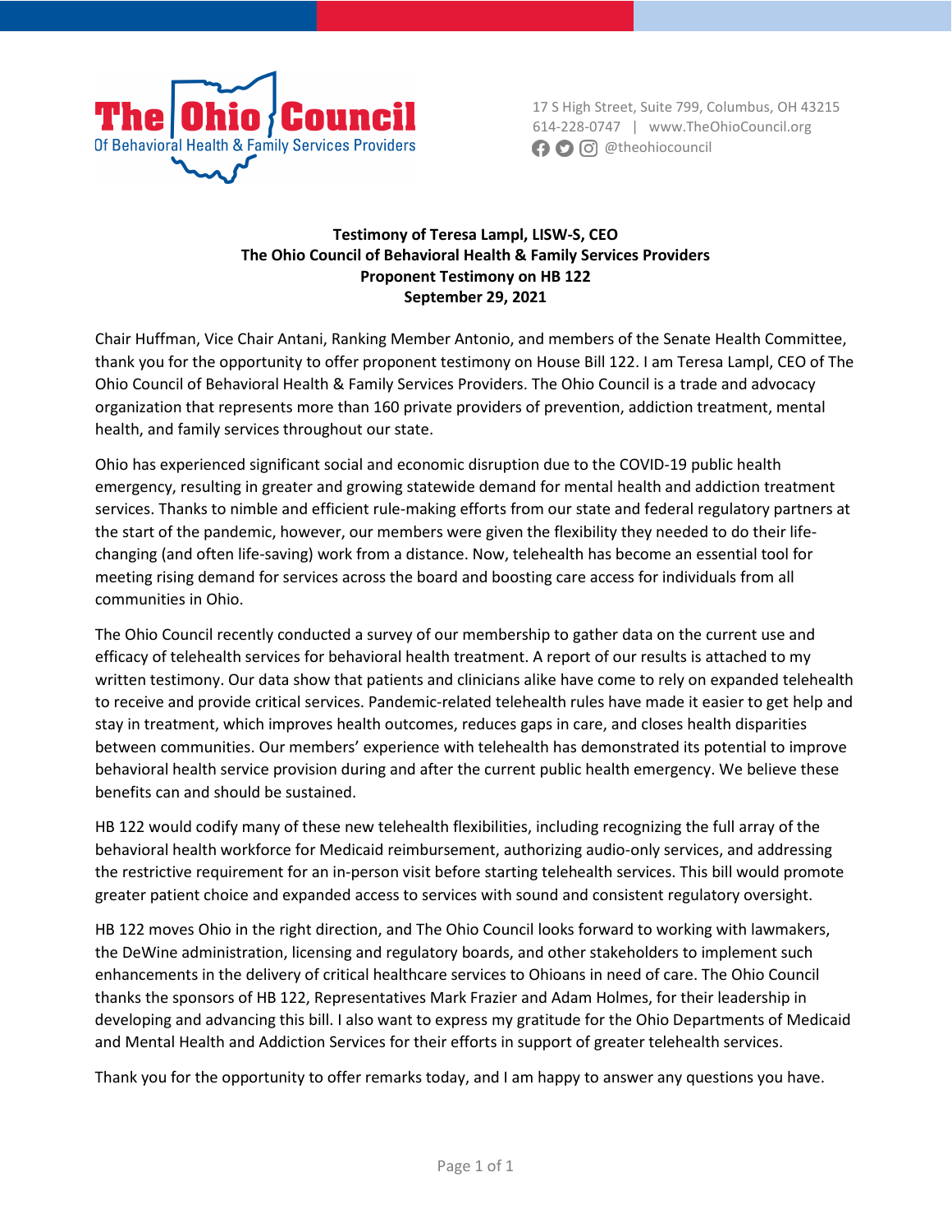**The Ohio Council**
Of Behavioral Health & Family Services Providers

17 S High Street, Suite 799, Columbus, OH 43215
614-228-0747 | www.TheOhioCouncil.org
@theohiocouncil

**Testimony of Teresa Lampl, LISW-S, CEO**
**The Ohio Council of Behavioral Health & Family Services Providers**
**Proponent Testimony on HB 122**
**September 29, 2021**

Chair Huffman, Vice Chair Antani, Ranking Member Antonio, and members of the Senate Health Committee, thank you for the opportunity to offer proponent testimony on House Bill 122. I am Teresa Lampl, CEO of The Ohio Council of Behavioral Health & Family Services Providers. The Ohio Council is a trade and advocacy organization that represents more than 160 private providers of prevention, addiction treatment, mental health, and family services throughout our state.

Ohio has experienced significant social and economic disruption due to the COVID-19 public health emergency, resulting in greater and growing statewide demand for mental health and addiction treatment services. Thanks to nimble and efficient rule-making efforts from our state and federal regulatory partners at the start of the pandemic, however, our members were given the flexibility they needed to do their life-changing (and often life-saving) work from a distance. Now, telehealth has become an essential tool for meeting rising demand for services across the board and boosting care access for individuals from all communities in Ohio.

The Ohio Council recently conducted a survey of our membership to gather data on the current use and efficacy of telehealth services for behavioral health treatment. A report of our results is attached to my written testimony. Our data show that patients and clinicians alike have come to rely on expanded telehealth to receive and provide critical services. Pandemic-related telehealth rules have made it easier to get help and stay in treatment, which improves health outcomes, reduces gaps in care, and closes health disparities between communities. Our members' experience with telehealth has demonstrated its potential to improve behavioral health service provision during and after the current public health emergency. We believe these benefits can and should be sustained.

HB 122 would codify many of these new telehealth flexibilities, including recognizing the full array of the behavioral health workforce for Medicaid reimbursement, authorizing audio-only services, and addressing the restrictive requirement for an in-person visit before starting telehealth services. This bill would promote greater patient choice and expanded access to services with sound and consistent regulatory oversight.

HB 122 moves Ohio in the right direction, and The Ohio Council looks forward to working with lawmakers, the DeWine administration, licensing and regulatory boards, and other stakeholders to implement such enhancements in the delivery of critical healthcare services to Ohioans in need of care. The Ohio Council thanks the sponsors of HB 122, Representatives Mark Frazier and Adam Holmes, for their leadership in developing and advancing this bill. I also want to express my gratitude for the Ohio Departments of Medicaid and Mental Health and Addiction Services for their efforts in support of greater telehealth services.

Thank you for the opportunity to offer remarks today, and I am happy to answer any questions you have.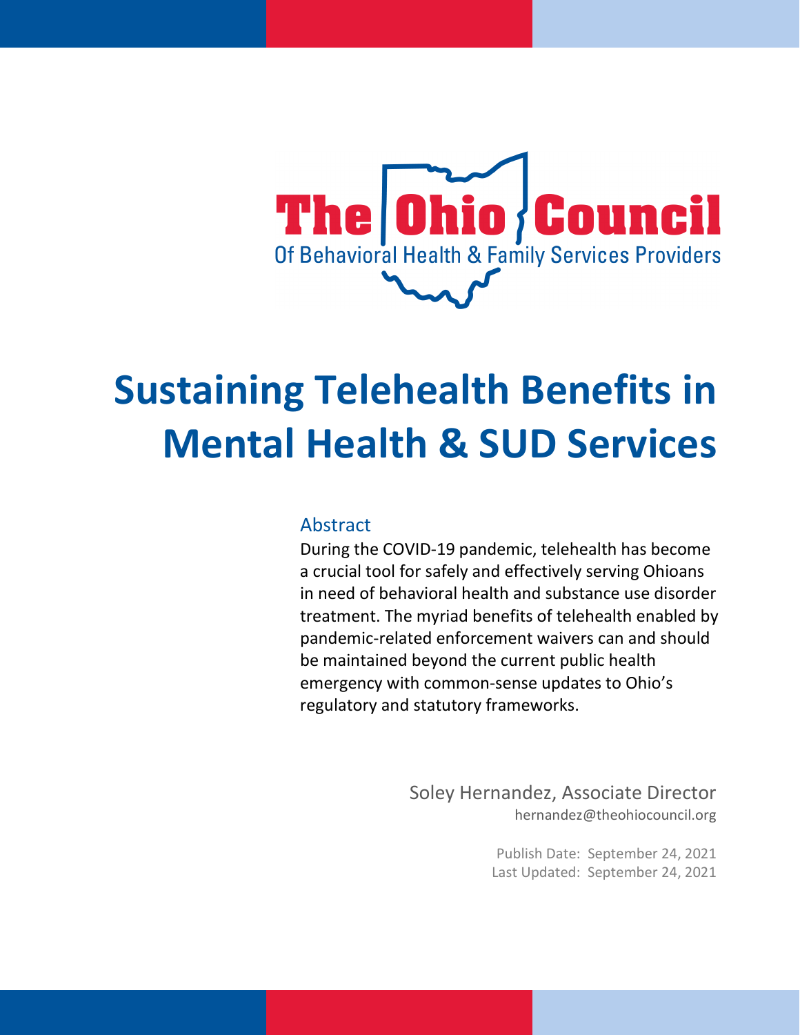The Ohio Council Of Behavioral Health & Family Services Providers

# Sustaining Telehealth Benefits in Mental Health & SUD Services

## Abstract

During the COVID-19 pandemic, telehealth has become a crucial tool for safely and effectively serving Ohioans in need of behavioral health and substance use disorder treatment. The myriad benefits of telehealth enabled by pandemic-related enforcement waivers can and should be maintained beyond the current public health emergency with common-sense updates to Ohio's regulatory and statutory frameworks.

Soley Hernandez, Associate Director
hernandez@theohiocouncil.org

Publish Date: September 24, 2021
Last Updated: September 24, 2021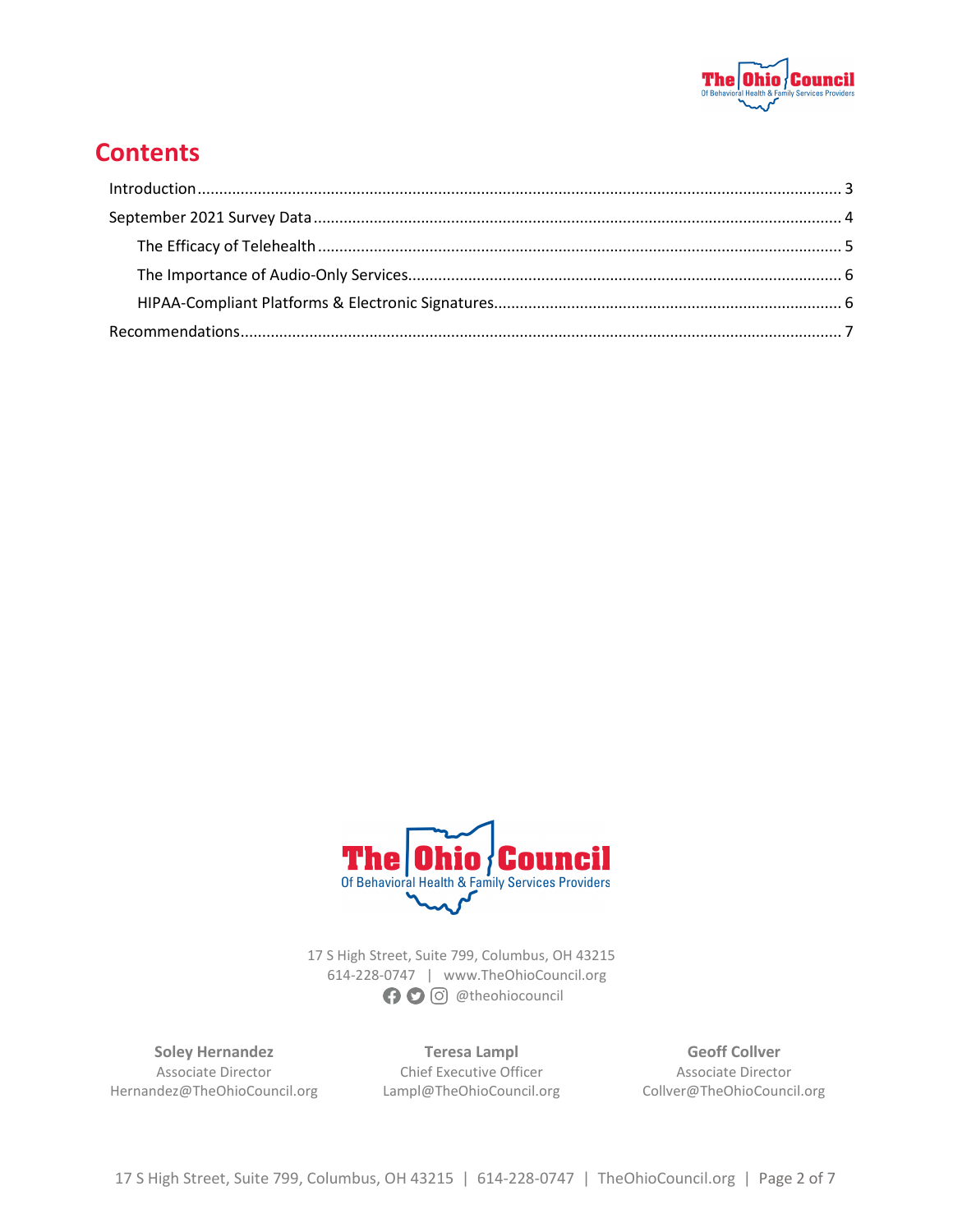# Contents

- Introduction ........ 3
- September 2021 Survey Data ........ 4
  - The Efficacy of Telehealth ........ 5
  - The Importance of Audio-Only Services ........ 6
  - HIPAA-Compliant Platforms & Electronic Signatures ........ 6
- Recommendations ........ 7

The Ohio Council
Of Behavioral Health & Family Services Providers

17 S High Street, Suite 799, Columbus, OH 43215
614-228-0747 | www.TheOhioCouncil.org
@theohiocouncil

**Soley Hernandez**
Associate Director
Hernandez@TheOhioCouncil.org

**Teresa Lampl**
Chief Executive Officer
Lampl@TheOhioCouncil.org

**Geoff Collver**
Associate Director
Collver@TheOhioCouncil.org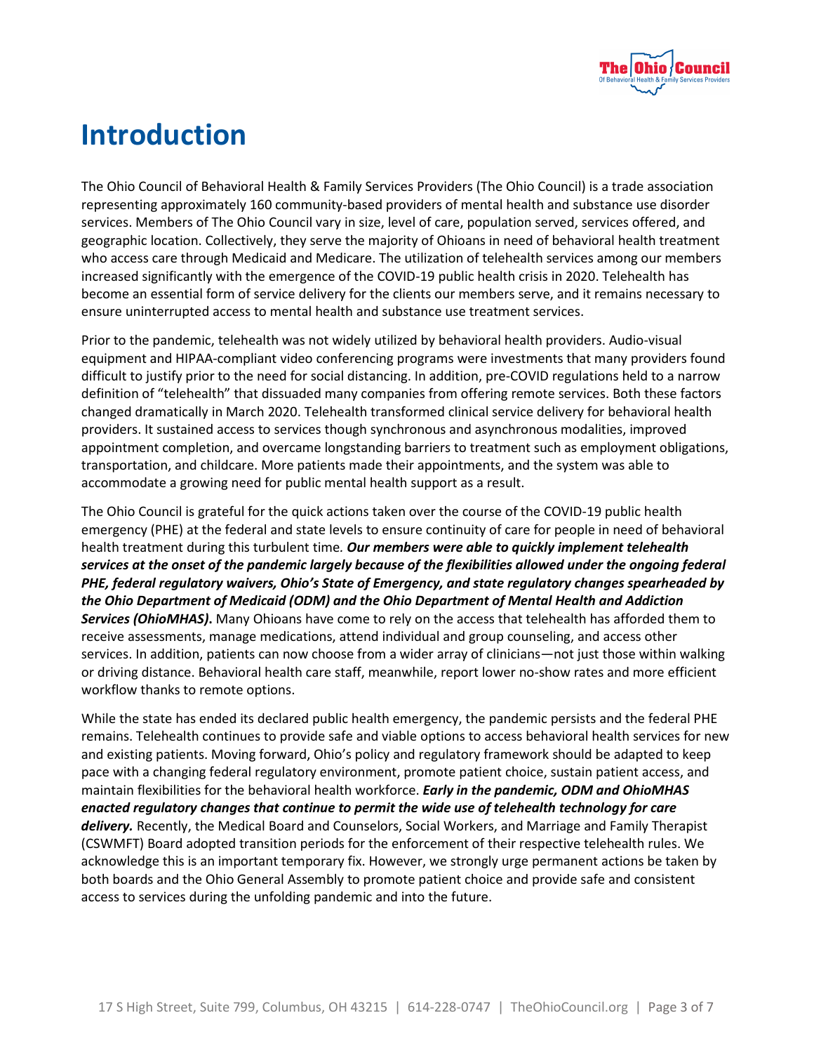# Introduction

The Ohio Council of Behavioral Health & Family Services Providers (The Ohio Council) is a trade association representing approximately 160 community-based providers of mental health and substance use disorder services. Members of The Ohio Council vary in size, level of care, population served, services offered, and geographic location. Collectively, they serve the majority of Ohioans in need of behavioral health treatment who access care through Medicaid and Medicare. The utilization of telehealth services among our members increased significantly with the emergence of the COVID-19 public health crisis in 2020. Telehealth has become an essential form of service delivery for the clients our members serve, and it remains necessary to ensure uninterrupted access to mental health and substance use treatment services.

Prior to the pandemic, telehealth was not widely utilized by behavioral health providers. Audio-visual equipment and HIPAA-compliant video conferencing programs were investments that many providers found difficult to justify prior to the need for social distancing. In addition, pre-COVID regulations held to a narrow definition of "telehealth" that dissuaded many companies from offering remote services. Both these factors changed dramatically in March 2020. Telehealth transformed clinical service delivery for behavioral health providers. It sustained access to services though synchronous and asynchronous modalities, improved appointment completion, and overcame longstanding barriers to treatment such as employment obligations, transportation, and childcare. More patients made their appointments, and the system was able to accommodate a growing need for public mental health support as a result.

The Ohio Council is grateful for the quick actions taken over the course of the COVID-19 public health emergency (PHE) at the federal and state levels to ensure continuity of care for people in need of behavioral health treatment during this turbulent time. ***Our members were able to quickly implement telehealth services at the onset of the pandemic largely because of the flexibilities allowed under the ongoing federal PHE, federal regulatory waivers, Ohio's State of Emergency, and state regulatory changes spearheaded by the Ohio Department of Medicaid (ODM) and the Ohio Department of Mental Health and Addiction Services (OhioMHAS).*** Many Ohioans have come to rely on the access that telehealth has afforded them to receive assessments, manage medications, attend individual and group counseling, and access other services. In addition, patients can now choose from a wider array of clinicians—not just those within walking or driving distance. Behavioral health care staff, meanwhile, report lower no-show rates and more efficient workflow thanks to remote options.

While the state has ended its declared public health emergency, the pandemic persists and the federal PHE remains. Telehealth continues to provide safe and viable options to access behavioral health services for new and existing patients. Moving forward, Ohio's policy and regulatory framework should be adapted to keep pace with a changing federal regulatory environment, promote patient choice, sustain patient access, and maintain flexibilities for the behavioral health workforce. ***Early in the pandemic, ODM and OhioMHAS enacted regulatory changes that continue to permit the wide use of telehealth technology for care delivery.*** Recently, the Medical Board and Counselors, Social Workers, and Marriage and Family Therapist (CSWMFT) Board adopted transition periods for the enforcement of their respective telehealth rules. We acknowledge this is an important temporary fix. However, we strongly urge permanent actions be taken by both boards and the Ohio General Assembly to promote patient choice and provide safe and consistent access to services during the unfolding pandemic and into the future.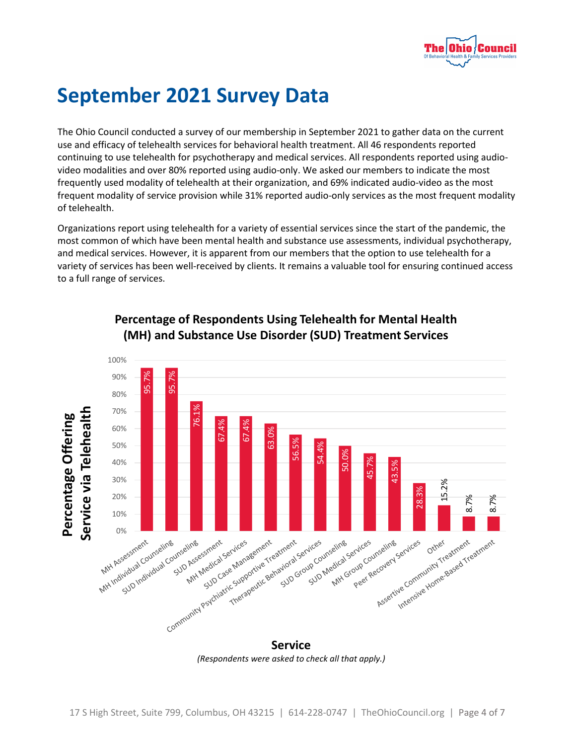# September 2021 Survey Data

The Ohio Council conducted a survey of our membership in September 2021 to gather data on the current use and efficacy of telehealth services for behavioral health treatment. All 46 respondents reported continuing to use telehealth for psychotherapy and medical services. All respondents reported using audio-video modalities and over 80% reported using audio-only. We asked our members to indicate the most frequently used modality of telehealth at their organization, and 69% indicated audio-video as the most frequent modality of service provision while 31% reported audio-only services as the most frequent modality of telehealth.

Organizations report using telehealth for a variety of essential services since the start of the pandemic, the most common of which have been mental health and substance use assessments, individual psychotherapy, and medical services. However, it is apparent from our members that the option to use telehealth for a variety of services has been well-received by clients. It remains a valuable tool for ensuring continued access to a full range of services.

**Percentage of Respondents Using Telehealth for Mental Health (MH) and Substance Use Disorder (SUD) Treatment Services**

| Service | Percentage Offering Service via Telehealth |
|---|---|
| MH Assessment | 95.7% |
| MH Individual Counseling | 95.7% |
| SUD Individual Counseling | 76.1% |
| SUD Assessment | 67.4% |
| MH Medical Services | 67.4% |
| SUD Case Management | 63.0% |
| Community Psychiatric Supportive Treatment | 56.5% |
| Therapeutic Behavioral Services | 54.4% |
| SUD Group Counseling | 50.0% |
| SUD Medical Services | 45.7% |
| MH Group Counseling | 43.5% |
| Peer Recovery Services | 28.3% |
| Other | 15.2% |
| Assertive Community Treatment | 8.7% |
| Intensive Home-Based Treatment | 8.7% |

*(Respondents were asked to check all that apply.)*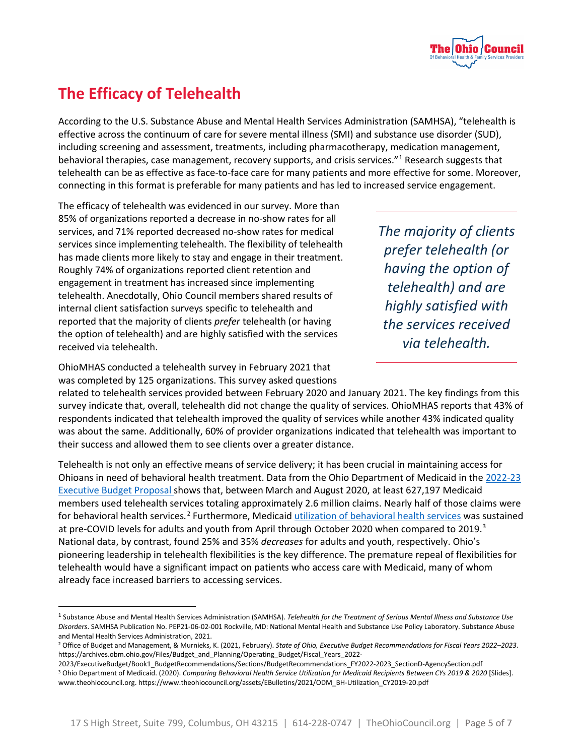# The Efficacy of Telehealth

According to the U.S. Substance Abuse and Mental Health Services Administration (SAMHSA), "telehealth is effective across the continuum of care for severe mental illness (SMI) and substance use disorder (SUD), including screening and assessment, treatments, including pharmacotherapy, medication management, behavioral therapies, case management, recovery supports, and crisis services."[1] Research suggests that telehealth can be as effective as face-to-face care for many patients and more effective for some. Moreover, connecting in this format is preferable for many patients and has led to increased service engagement.

The efficacy of telehealth was evidenced in our survey. More than 85% of organizations reported a decrease in no-show rates for all services, and 71% reported decreased no-show rates for medical services since implementing telehealth. The flexibility of telehealth has made clients more likely to stay and engage in their treatment. Roughly 74% of organizations reported client retention and engagement in treatment has increased since implementing telehealth. Anecdotally, Ohio Council members shared results of internal client satisfaction surveys specific to telehealth and reported that the majority of clients *prefer* telehealth (or having the option of telehealth) and are highly satisfied with the services received via telehealth.

> *The majority of clients prefer telehealth (or having the option of telehealth) and are highly satisfied with the services received via telehealth.*

OhioMHAS conducted a telehealth survey in February 2021 that was completed by 125 organizations. This survey asked questions related to telehealth services provided between February 2020 and January 2021. The key findings from this survey indicate that, overall, telehealth did not change the quality of services. OhioMHAS reports that 43% of respondents indicated that telehealth improved the quality of services while another 43% indicated quality was about the same. Additionally, 60% of provider organizations indicated that telehealth was important to their success and allowed them to see clients over a greater distance.

Telehealth is not only an effective means of service delivery; it has been crucial in maintaining access for Ohioans in need of behavioral health treatment. Data from the Ohio Department of Medicaid in the 2022-23 Executive Budget Proposal shows that, between March and August 2020, at least 627,197 Medicaid members used telehealth services totaling approximately 2.6 million claims. Nearly half of those claims were for behavioral health services.[2] Furthermore, Medicaid utilization of behavioral health services was sustained at pre-COVID levels for adults and youth from April through October 2020 when compared to 2019.[3] National data, by contrast, found 25% and 35% *decreases* for adults and youth, respectively. Ohio's pioneering leadership in telehealth flexibilities is the key difference. The premature repeal of flexibilities for telehealth would have a significant impact on patients who access care with Medicaid, many of whom already face increased barriers to accessing services.

---

[1] Substance Abuse and Mental Health Services Administration (SAMHSA). *Telehealth for the Treatment of Serious Mental Illness and Substance Use Disorders*. SAMHSA Publication No. PEP21-06-02-001 Rockville, MD: National Mental Health and Substance Use Policy Laboratory. Substance Abuse and Mental Health Services Administration, 2021.

[2] Office of Budget and Management, & Murnieks, K. (2021, February). *State of Ohio, Executive Budget Recommendations for Fiscal Years 2022–2023*. https://archives.obm.ohio.gov/Files/Budget_and_Planning/Operating_Budget/Fiscal_Years_2022-2023/ExecutiveBudget/Book1_BudgetRecommendations/Sections/BudgetRecommendations_FY2022-2023_SectionD-AgencySection.pdf

[3] Ohio Department of Medicaid. (2020). *Comparing Behavioral Health Service Utilization for Medicaid Recipients Between CYs 2019 & 2020* [Slides]. www.theohiocouncil.org. https://www.theohiocouncil.org/assets/EBulletins/2021/ODM_BH-Utilization_CY2019-20.pdf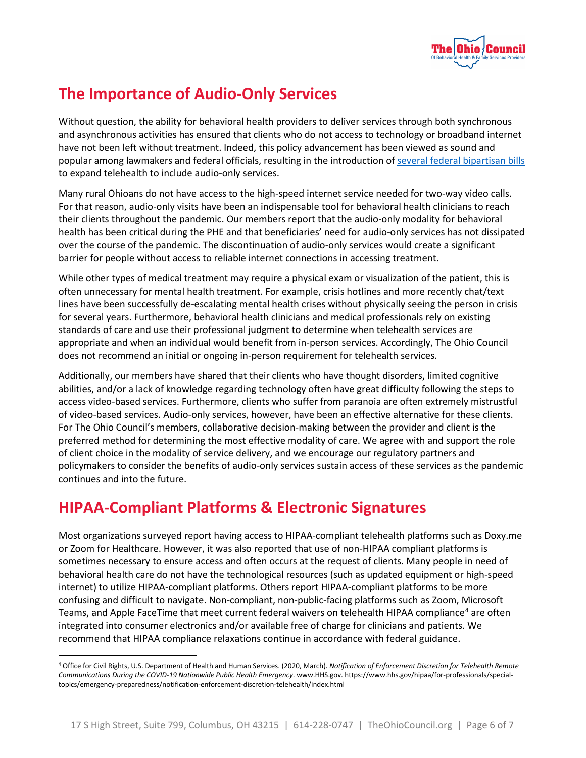## The Importance of Audio-Only Services

Without question, the ability for behavioral health providers to deliver services through both synchronous and asynchronous activities has ensured that clients who do not access to technology or broadband internet have not been left without treatment. Indeed, this policy advancement has been viewed as sound and popular among lawmakers and federal officials, resulting in the introduction of several federal bipartisan bills to expand telehealth to include audio-only services.

Many rural Ohioans do not have access to the high-speed internet service needed for two-way video calls. For that reason, audio-only visits have been an indispensable tool for behavioral health clinicians to reach their clients throughout the pandemic. Our members report that the audio-only modality for behavioral health has been critical during the PHE and that beneficiaries' need for audio-only services has not dissipated over the course of the pandemic. The discontinuation of audio-only services would create a significant barrier for people without access to reliable internet connections in accessing treatment.

While other types of medical treatment may require a physical exam or visualization of the patient, this is often unnecessary for mental health treatment. For example, crisis hotlines and more recently chat/text lines have been successfully de-escalating mental health crises without physically seeing the person in crisis for several years. Furthermore, behavioral health clinicians and medical professionals rely on existing standards of care and use their professional judgment to determine when telehealth services are appropriate and when an individual would benefit from in-person services. Accordingly, The Ohio Council does not recommend an initial or ongoing in-person requirement for telehealth services.

Additionally, our members have shared that their clients who have thought disorders, limited cognitive abilities, and/or a lack of knowledge regarding technology often have great difficulty following the steps to access video-based services. Furthermore, clients who suffer from paranoia are often extremely mistrustful of video-based services. Audio-only services, however, have been an effective alternative for these clients. For The Ohio Council's members, collaborative decision-making between the provider and client is the preferred method for determining the most effective modality of care. We agree with and support the role of client choice in the modality of service delivery, and we encourage our regulatory partners and policymakers to consider the benefits of audio-only services sustain access of these services as the pandemic continues and into the future.

## HIPAA-Compliant Platforms & Electronic Signatures

Most organizations surveyed report having access to HIPAA-compliant telehealth platforms such as Doxy.me or Zoom for Healthcare. However, it was also reported that use of non-HIPAA compliant platforms is sometimes necessary to ensure access and often occurs at the request of clients. Many people in need of behavioral health care do not have the technological resources (such as updated equipment or high-speed internet) to utilize HIPAA-compliant platforms. Others report HIPAA-compliant platforms to be more confusing and difficult to navigate. Non-compliant, non-public-facing platforms such as Zoom, Microsoft Teams, and Apple FaceTime that meet current federal waivers on telehealth HIPAA compliance[4] are often integrated into consumer electronics and/or available free of charge for clinicians and patients. We recommend that HIPAA compliance relaxations continue in accordance with federal guidance.

---

[4] Office for Civil Rights, U.S. Department of Health and Human Services. (2020, March). *Notification of Enforcement Discretion for Telehealth Remote Communications During the COVID-19 Nationwide Public Health Emergency*. www.HHS.gov. https://www.hhs.gov/hipaa/for-professionals/special-topics/emergency-preparedness/notification-enforcement-discretion-telehealth/index.html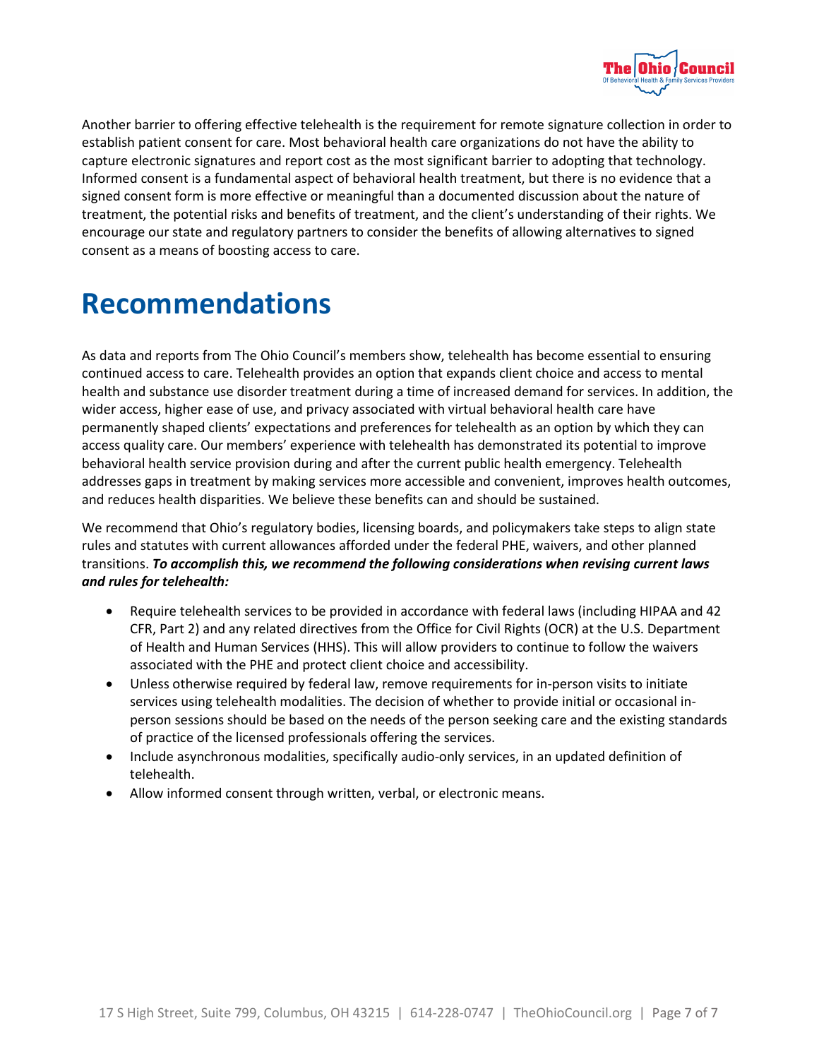Another barrier to offering effective telehealth is the requirement for remote signature collection in order to establish patient consent for care. Most behavioral health care organizations do not have the ability to capture electronic signatures and report cost as the most significant barrier to adopting that technology. Informed consent is a fundamental aspect of behavioral health treatment, but there is no evidence that a signed consent form is more effective or meaningful than a documented discussion about the nature of treatment, the potential risks and benefits of treatment, and the client's understanding of their rights. We encourage our state and regulatory partners to consider the benefits of allowing alternatives to signed consent as a means of boosting access to care.

# Recommendations

As data and reports from The Ohio Council's members show, telehealth has become essential to ensuring continued access to care. Telehealth provides an option that expands client choice and access to mental health and substance use disorder treatment during a time of increased demand for services. In addition, the wider access, higher ease of use, and privacy associated with virtual behavioral health care have permanently shaped clients' expectations and preferences for telehealth as an option by which they can access quality care. Our members' experience with telehealth has demonstrated its potential to improve behavioral health service provision during and after the current public health emergency. Telehealth addresses gaps in treatment by making services more accessible and convenient, improves health outcomes, and reduces health disparities. We believe these benefits can and should be sustained.

We recommend that Ohio's regulatory bodies, licensing boards, and policymakers take steps to align state rules and statutes with current allowances afforded under the federal PHE, waivers, and other planned transitions. ***To accomplish this, we recommend the following considerations when revising current laws and rules for telehealth:***

- Require telehealth services to be provided in accordance with federal laws (including HIPAA and 42 CFR, Part 2) and any related directives from the Office for Civil Rights (OCR) at the U.S. Department of Health and Human Services (HHS). This will allow providers to continue to follow the waivers associated with the PHE and protect client choice and accessibility.
- Unless otherwise required by federal law, remove requirements for in-person visits to initiate services using telehealth modalities. The decision of whether to provide initial or occasional in-person sessions should be based on the needs of the person seeking care and the existing standards of practice of the licensed professionals offering the services.
- Include asynchronous modalities, specifically audio-only services, in an updated definition of telehealth.
- Allow informed consent through written, verbal, or electronic means.